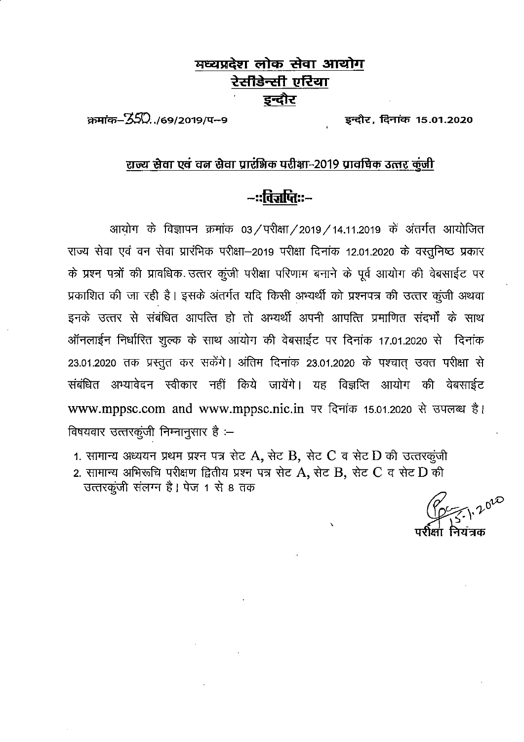# मध्यप्रदेश लोक सेवा आयोग
## रेसीडेन्सी एरिया
## इन्दौर

क्रमांक–350../69/2019/प–9 इन्दौर, दिनांक 15.01.2020

### राज्य सेवा एवं वन सेवा प्रारंभिक परीक्षा-2019 प्रावधिक उत्तर कुंजी

### --::विज्ञप्ति::--

आयोग के विज्ञापन क्रमांक 03/परीक्षा/2019/14.11.2019 के अंतर्गत आयोजित राज्य सेवा एवं वन सेवा प्रारंभिक परीक्षा–2019 परीक्षा दिनांक 12.01.2020 के वस्तुनिष्ठ प्रकार के प्रश्न पत्रों की प्रावधिक उत्तर कुंजी परीक्षा परिणाम बनाने के पूर्व आयोग की वेबसाईट पर प्रकाशित की जा रही है। इसके अंतर्गत यदि किसी अभ्यर्थी को प्रश्नपत्र की उत्तर कुंजी अथवा इनके उत्तर से संबंधित आपत्ति हो तो अभ्यर्थी अपनी आपत्ति प्रमाणित संदर्भो के साथ ऑनलाईन निर्धारित शुल्क के साथ आयोग की वेबसाईट पर दिनांक 17.01.2020 से दिनांक 23.01.2020 तक प्रस्तुत कर सकेंगे। अंतिम दिनांक 23.01.2020 के पश्चात् उक्त परीक्षा से संबंधित अभ्यावेदन स्वीकार नहीं किये जायेंगे। यह विज्ञप्ति आयोग की वेबसाईट www.mppsc.com and www.mppsc.nic.in पर दिनांक 15.01.2020 से उपलब्ध है। विषयवार उत्तरकुंजी निम्नानुसार है :–

1. सामान्य अध्ययन प्रथम प्रश्न पत्र सेट A, सेट B, सेट C व सेट D की उत्तरकुंजी
2. सामान्य अभिरूचि परीक्षण द्वितीय प्रश्न पत्र सेट A, सेट B, सेट C व सेट D की उत्तरकुंजी संलग्न है। पेज 1 से 8 तक

15.1.2020
परीक्षा नियंत्रक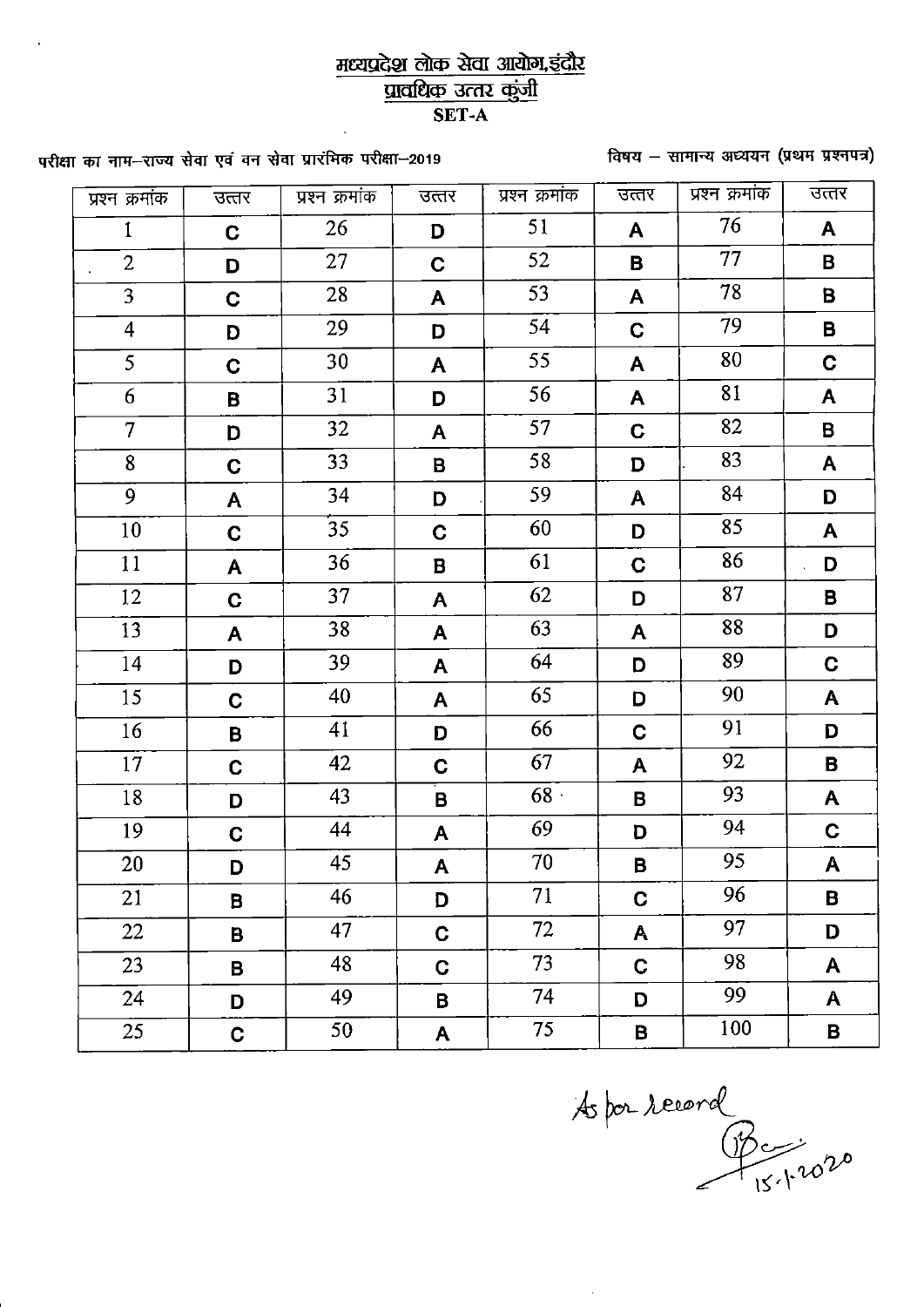# मध्यप्रदेश लोक सेवा आयोग,इंदौर

## प्रावधिक उत्तर कुंजी

**SET-A**

परीक्षा का नाम–राज्य सेवा एवं वन सेवा प्रारंभिक परीक्षा–2019

विषय – सामान्य अध्ययन (प्रथम प्रश्नपत्र)

| प्रश्न क्रमांक | उत्तर | प्रश्न क्रमांक | उत्तर | प्रश्न क्रमांक | उत्तर | प्रश्न क्रमांक | उत्तर |
|---|---|---|---|---|---|---|---|
| 1 | C | 26 | D | 51 | A | 76 | A |
| 2 | D | 27 | C | 52 | B | 77 | B |
| 3 | C | 28 | A | 53 | A | 78 | B |
| 4 | D | 29 | D | 54 | C | 79 | B |
| 5 | C | 30 | A | 55 | A | 80 | C |
| 6 | B | 31 | D | 56 | A | 81 | A |
| 7 | D | 32 | A | 57 | C | 82 | B |
| 8 | C | 33 | B | 58 | D | 83 | A |
| 9 | A | 34 | D | 59 | A | 84 | D |
| 10 | C | 35 | C | 60 | D | 85 | A |
| 11 | A | 36 | B | 61 | C | 86 | D |
| 12 | C | 37 | A | 62 | D | 87 | B |
| 13 | A | 38 | A | 63 | A | 88 | D |
| 14 | D | 39 | A | 64 | D | 89 | C |
| 15 | C | 40 | A | 65 | D | 90 | A |
| 16 | B | 41 | D | 66 | C | 91 | D |
| 17 | C | 42 | C | 67 | A | 92 | B |
| 18 | D | 43 | B | 68 | B | 93 | A |
| 19 | C | 44 | A | 69 | D | 94 | C |
| 20 | D | 45 | A | 70 | B | 95 | A |
| 21 | B | 46 | D | 71 | C | 96 | B |
| 22 | B | 47 | C | 72 | A | 97 | D |
| 23 | B | 48 | C | 73 | C | 98 | A |
| 24 | D | 49 | B | 74 | D | 99 | A |
| 25 | C | 50 | A | 75 | B | 100 | B |

As per record

15.1.2020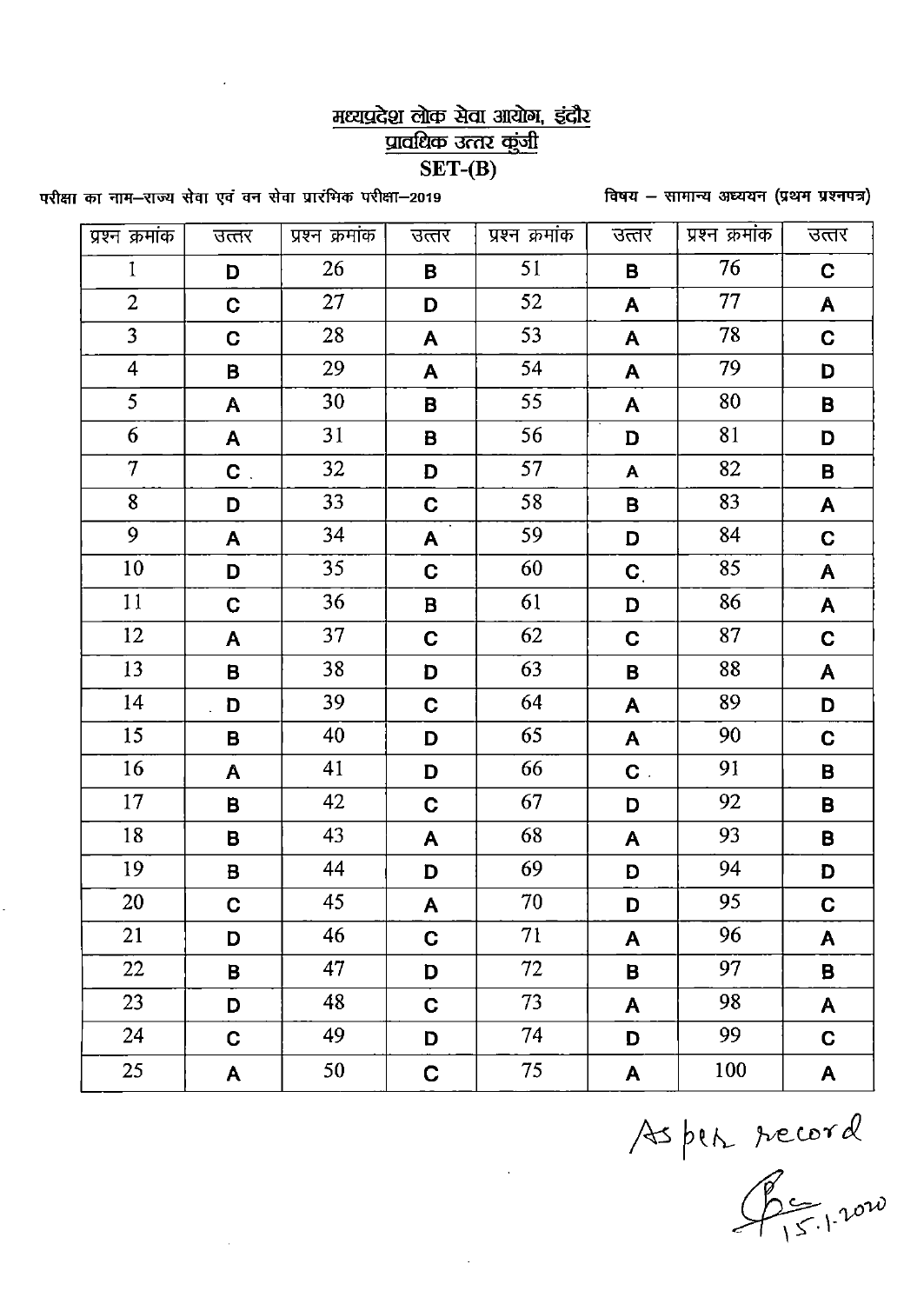# मध्यप्रदेश लोक सेवा आयोग, इंदौर

## प्रावधिक उत्तर कुंजी

## SET-(B)

परीक्षा का नाम–राज्य सेवा एवं वन सेवा प्रारंभिक परीक्षा–2019

विषय – सामान्य अध्ययन (प्रथम प्रश्नपत्र)

| प्रश्न क्रमांक | उत्तर | प्रश्न क्रमांक | उत्तर | प्रश्न क्रमांक | उत्तर | प्रश्न क्रमांक | उत्तर |
|---|---|---|---|---|---|---|---|
| 1 | D | 26 | B | 51 | B | 76 | C |
| 2 | C | 27 | D | 52 | A | 77 | A |
| 3 | C | 28 | A | 53 | A | 78 | C |
| 4 | B | 29 | A | 54 | A | 79 | D |
| 5 | A | 30 | B | 55 | A | 80 | B |
| 6 | A | 31 | B | 56 | D | 81 | D |
| 7 | C | 32 | D | 57 | A | 82 | B |
| 8 | D | 33 | C | 58 | B | 83 | A |
| 9 | A | 34 | A | 59 | D | 84 | C |
| 10 | D | 35 | C | 60 | C | 85 | A |
| 11 | C | 36 | B | 61 | D | 86 | A |
| 12 | A | 37 | C | 62 | C | 87 | C |
| 13 | B | 38 | D | 63 | B | 88 | A |
| 14 | D | 39 | C | 64 | A | 89 | D |
| 15 | B | 40 | D | 65 | A | 90 | C |
| 16 | A | 41 | D | 66 | C | 91 | B |
| 17 | B | 42 | C | 67 | D | 92 | B |
| 18 | B | 43 | A | 68 | A | 93 | B |
| 19 | B | 44 | D | 69 | D | 94 | D |
| 20 | C | 45 | A | 70 | D | 95 | C |
| 21 | D | 46 | C | 71 | A | 96 | A |
| 22 | B | 47 | D | 72 | B | 97 | B |
| 23 | D | 48 | C | 73 | A | 98 | A |
| 24 | C | 49 | D | 74 | D | 99 | C |
| 25 | A | 50 | C | 75 | A | 100 | A |

As per record

15.1.2020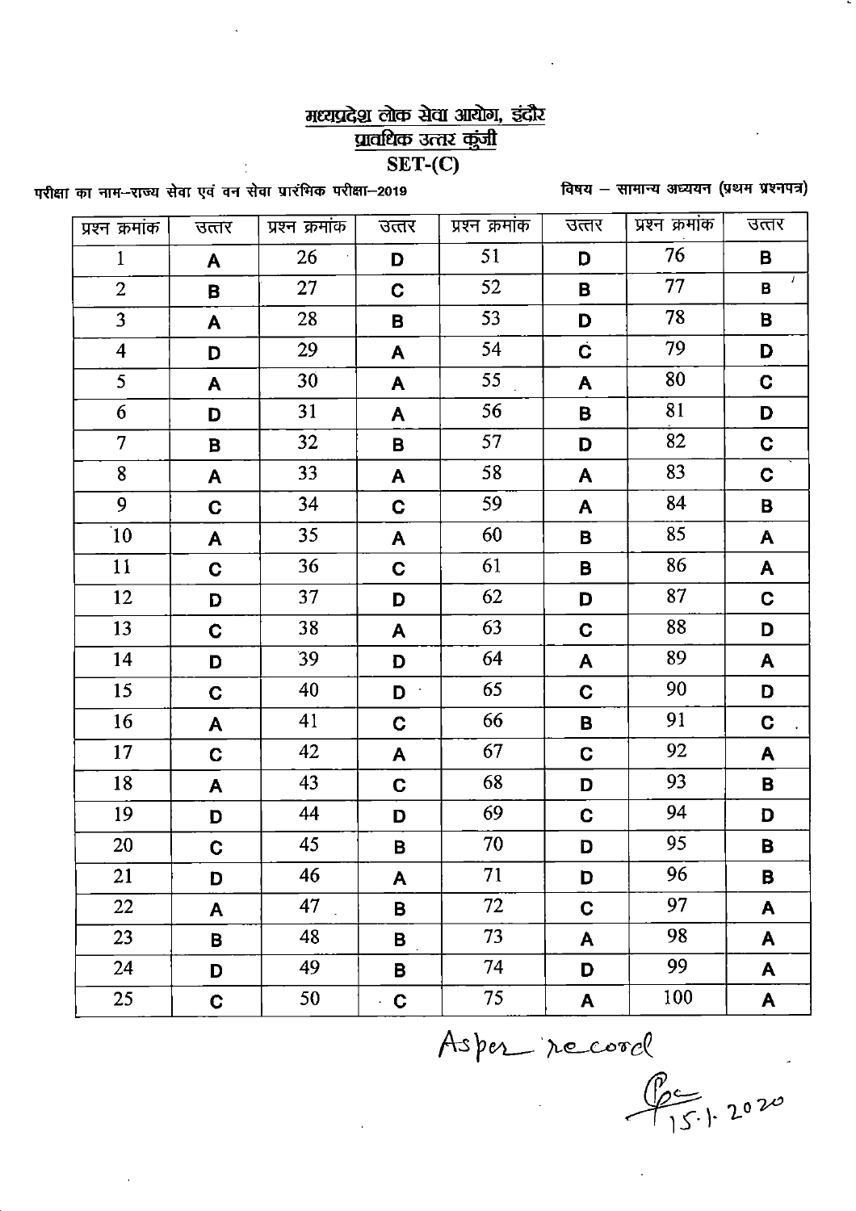# मध्यप्रदेश लोक सेवा आयोग, इंदौर
## प्रावधिक उत्तर कुंजी
## SET-(C)

परीक्षा का नाम–राज्य सेवा एवं वन सेवा प्रारंभिक परीक्षा–2019

विषय – सामान्य अध्ययन (प्रथम प्रश्नपत्र)

| प्रश्न क्रमांक | उत्तर | प्रश्न क्रमांक | उत्तर | प्रश्न क्रमांक | उत्तर | प्रश्न क्रमांक | उत्तर |
|---|---|---|---|---|---|---|---|
| 1 | A | 26 | D | 51 | D | 76 | B |
| 2 | B | 27 | C | 52 | B | 77 | B |
| 3 | A | 28 | B | 53 | D | 78 | B |
| 4 | D | 29 | A | 54 | C | 79 | D |
| 5 | A | 30 | A | 55 | A | 80 | C |
| 6 | D | 31 | A | 56 | B | 81 | D |
| 7 | B | 32 | B | 57 | D | 82 | C |
| 8 | A | 33 | A | 58 | A | 83 | C |
| 9 | C | 34 | C | 59 | A | 84 | B |
| 10 | A | 35 | A | 60 | B | 85 | A |
| 11 | C | 36 | C | 61 | B | 86 | A |
| 12 | D | 37 | D | 62 | D | 87 | C |
| 13 | C | 38 | A | 63 | C | 88 | D |
| 14 | D | 39 | D | 64 | A | 89 | A |
| 15 | C | 40 | D | 65 | C | 90 | D |
| 16 | A | 41 | C | 66 | B | 91 | C |
| 17 | C | 42 | A | 67 | C | 92 | A |
| 18 | A | 43 | C | 68 | D | 93 | B |
| 19 | D | 44 | D | 69 | C | 94 | D |
| 20 | C | 45 | B | 70 | D | 95 | B |
| 21 | D | 46 | A | 71 | D | 96 | B |
| 22 | A | 47 | B | 72 | C | 97 | A |
| 23 | B | 48 | B | 73 | A | 98 | A |
| 24 | D | 49 | B | 74 | D | 99 | A |
| 25 | C | 50 | C | 75 | A | 100 | A |

As per record

15.1.2020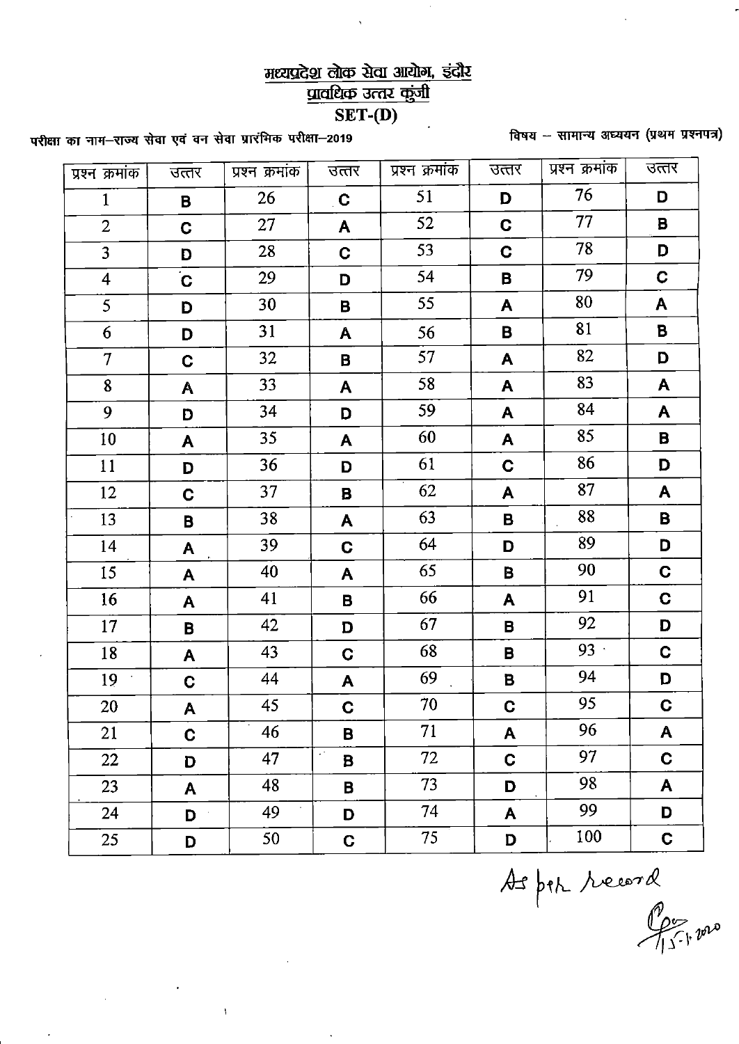# मध्यप्रदेश लोक सेवा आयोग, इंदौर

## प्रावधिक उत्तर कुंजी

## SET-(D)

परीक्षा का नाम–राज्य सेवा एवं वन सेवा प्रारंभिक परीक्षा–2019

विषय – सामान्य अध्ययन (प्रथम प्रश्नपत्र)

| प्रश्न क्रमांक | उत्तर | प्रश्न क्रमांक | उत्तर | प्रश्न क्रमांक | उत्तर | प्रश्न क्रमांक | उत्तर |
|---|---|---|---|---|---|---|---|
| 1 | B | 26 | C | 51 | D | 76 | D |
| 2 | C | 27 | A | 52 | C | 77 | B |
| 3 | D | 28 | C | 53 | C | 78 | D |
| 4 | C | 29 | D | 54 | B | 79 | C |
| 5 | D | 30 | B | 55 | A | 80 | A |
| 6 | D | 31 | A | 56 | B | 81 | B |
| 7 | C | 32 | B | 57 | A | 82 | D |
| 8 | A | 33 | A | 58 | A | 83 | A |
| 9 | D | 34 | D | 59 | A | 84 | A |
| 10 | A | 35 | A | 60 | A | 85 | B |
| 11 | D | 36 | D | 61 | C | 86 | D |
| 12 | C | 37 | B | 62 | A | 87 | A |
| 13 | B | 38 | A | 63 | B | 88 | B |
| 14 | A | 39 | C | 64 | D | 89 | D |
| 15 | A | 40 | A | 65 | B | 90 | C |
| 16 | A | 41 | B | 66 | A | 91 | C |
| 17 | B | 42 | D | 67 | B | 92 | D |
| 18 | A | 43 | C | 68 | B | 93 | C |
| 19 | C | 44 | A | 69 | B | 94 | D |
| 20 | A | 45 | C | 70 | C | 95 | C |
| 21 | C | 46 | B | 71 | A | 96 | A |
| 22 | D | 47 | B | 72 | C | 97 | C |
| 23 | A | 48 | B | 73 | D | 98 | A |
| 24 | D | 49 | D | 74 | A | 99 | D |
| 25 | D | 50 | C | 75 | D | 100 | C |

As per record

15-1-2020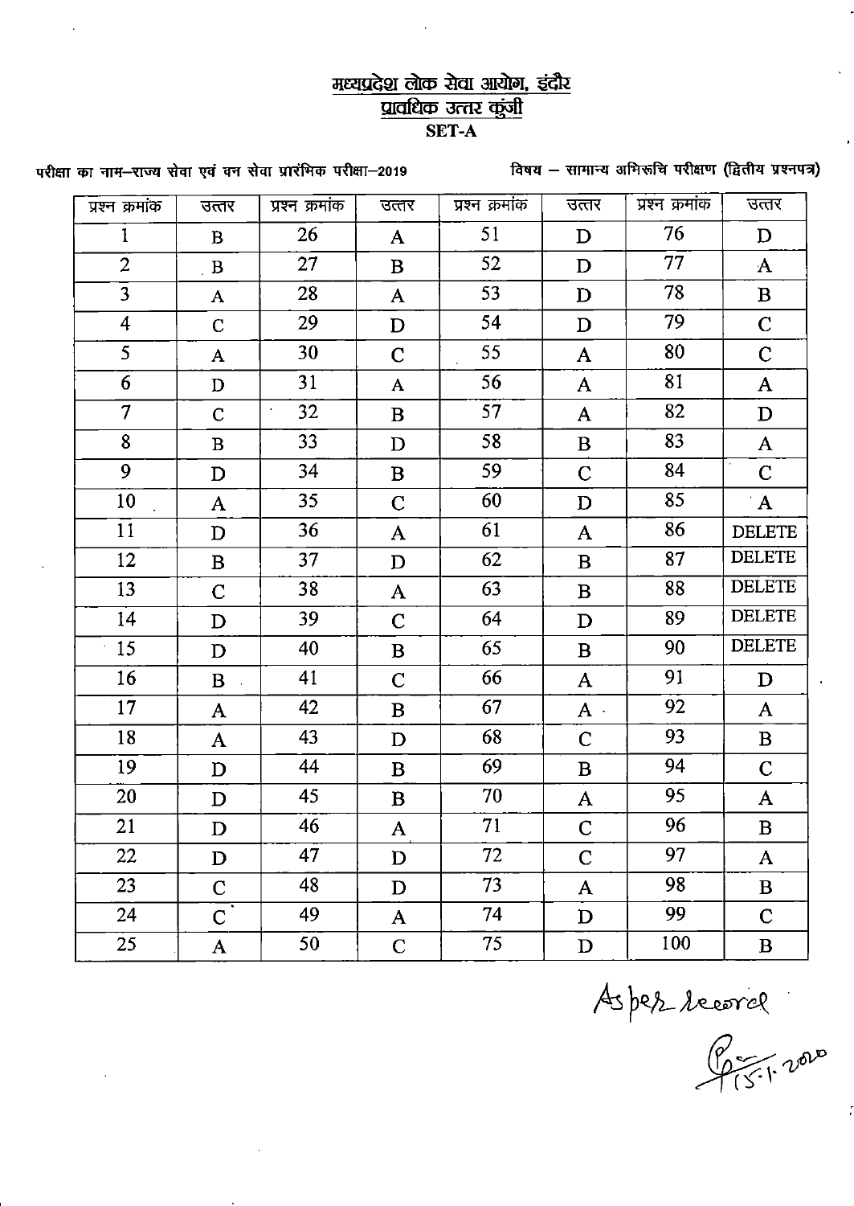# मध्यप्रदेश लोक सेवा आयोग, इंदौर

## प्रावधिक उत्तर कुंजी

### SET-A

परीक्षा का नाम–राज्य सेवा एवं वन सेवा प्रारंभिक परीक्षा–2019

विषय – सामान्य अभिरूचि परीक्षण (द्वितीय प्रश्नपत्र)

| प्रश्न क्रमांक | उत्तर | प्रश्न क्रमांक | उत्तर | प्रश्न क्रमांक | उत्तर | प्रश्न क्रमांक | उत्तर |
|---|---|---|---|---|---|---|---|
| 1 | B | 26 | A | 51 | D | 76 | D |
| 2 | B | 27 | B | 52 | D | 77 | A |
| 3 | A | 28 | A | 53 | D | 78 | B |
| 4 | C | 29 | D | 54 | D | 79 | C |
| 5 | A | 30 | C | 55 | A | 80 | C |
| 6 | D | 31 | A | 56 | A | 81 | A |
| 7 | C | 32 | B | 57 | A | 82 | D |
| 8 | B | 33 | D | 58 | B | 83 | A |
| 9 | D | 34 | B | 59 | C | 84 | C |
| 10 | A | 35 | C | 60 | D | 85 | A |
| 11 | D | 36 | A | 61 | A | 86 | DELETE |
| 12 | B | 37 | D | 62 | B | 87 | DELETE |
| 13 | C | 38 | A | 63 | B | 88 | DELETE |
| 14 | D | 39 | C | 64 | D | 89 | DELETE |
| 15 | D | 40 | B | 65 | B | 90 | DELETE |
| 16 | B | 41 | C | 66 | A | 91 | D |
| 17 | A | 42 | B | 67 | A | 92 | A |
| 18 | A | 43 | D | 68 | C | 93 | B |
| 19 | D | 44 | B | 69 | B | 94 | C |
| 20 | D | 45 | B | 70 | A | 95 | A |
| 21 | D | 46 | A | 71 | C | 96 | B |
| 22 | D | 47 | D | 72 | C | 97 | A |
| 23 | C | 48 | D | 73 | A | 98 | B |
| 24 | C | 49 | A | 74 | D | 99 | C |
| 25 | A | 50 | C | 75 | D | 100 | B |

As per record

15.1.2020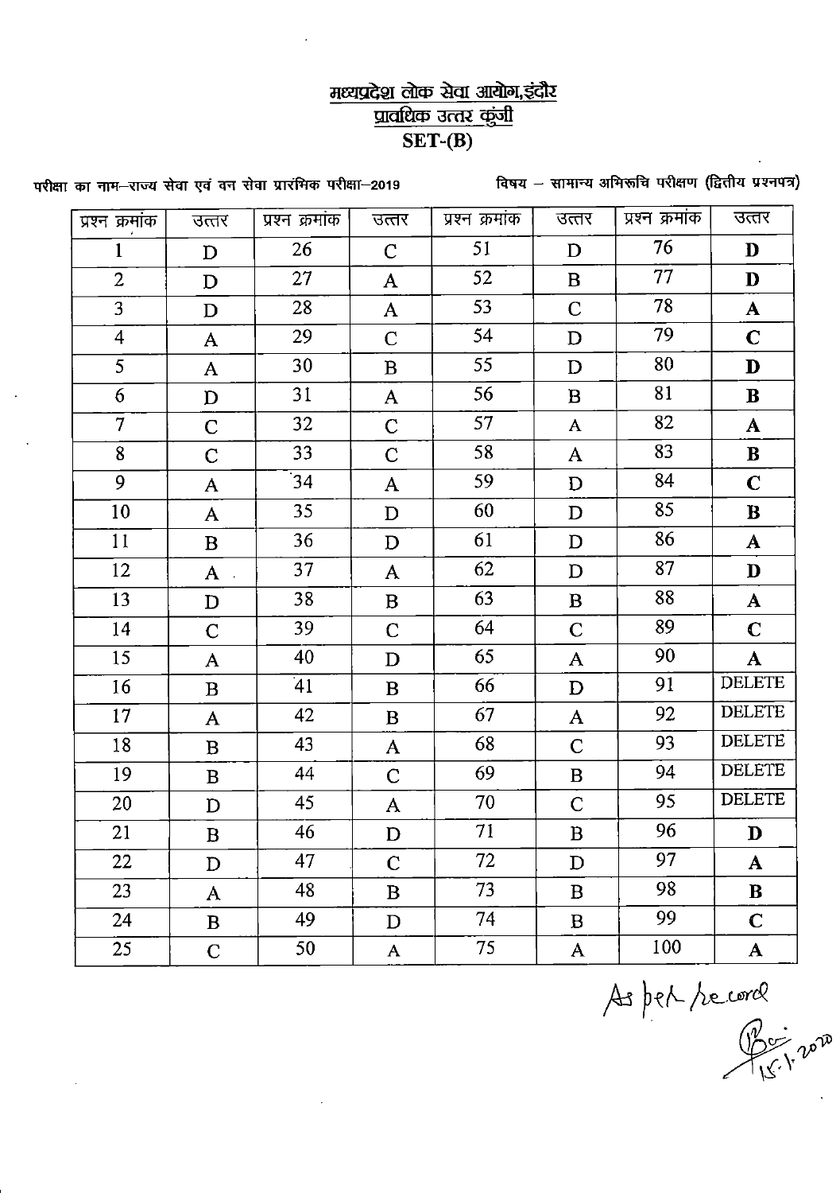## मध्यप्रदेश लोक सेवा आयोग,इंदौर
## प्रावधिक उत्तर कुंजी
## SET-(B)

परीक्षा का नाम–राज्य सेवा एवं वन सेवा प्रारंभिक परीक्षा–2019

विषय – सामान्य अभिरूचि परीक्षण (द्वितीय प्रश्नपत्र)

| प्रश्न क्रमांक | उत्तर | प्रश्न क्रमांक | उत्तर | प्रश्न क्रमांक | उत्तर | प्रश्न क्रमांक | उत्तर |
|---|---|---|---|---|---|---|---|
| 1 | D | 26 | C | 51 | D | 76 | **D** |
| 2 | D | 27 | A | 52 | B | 77 | **D** |
| 3 | D | 28 | A | 53 | C | 78 | **A** |
| 4 | A | 29 | C | 54 | D | 79 | **C** |
| 5 | A | 30 | B | 55 | D | 80 | **D** |
| 6 | D | 31 | A | 56 | B | 81 | **B** |
| 7 | C | 32 | C | 57 | A | 82 | **A** |
| 8 | C | 33 | C | 58 | A | 83 | **B** |
| 9 | A | 34 | A | 59 | D | 84 | **C** |
| 10 | A | 35 | D | 60 | D | 85 | **B** |
| 11 | B | 36 | D | 61 | D | 86 | **A** |
| 12 | A | 37 | A | 62 | D | 87 | **D** |
| 13 | D | 38 | B | 63 | B | 88 | **A** |
| 14 | C | 39 | C | 64 | C | 89 | **C** |
| 15 | A | 40 | D | 65 | A | 90 | **A** |
| 16 | B | 41 | B | 66 | D | 91 | DELETE |
| 17 | A | 42 | B | 67 | A | 92 | DELETE |
| 18 | B | 43 | A | 68 | C | 93 | DELETE |
| 19 | B | 44 | C | 69 | B | 94 | DELETE |
| 20 | D | 45 | A | 70 | C | 95 | DELETE |
| 21 | B | 46 | D | 71 | B | 96 | **D** |
| 22 | D | 47 | C | 72 | D | 97 | **A** |
| 23 | A | 48 | B | 73 | B | 98 | **B** |
| 24 | B | 49 | D | 74 | B | 99 | **C** |
| 25 | C | 50 | A | 75 | A | 100 | **A** |

As per record

15.1.2020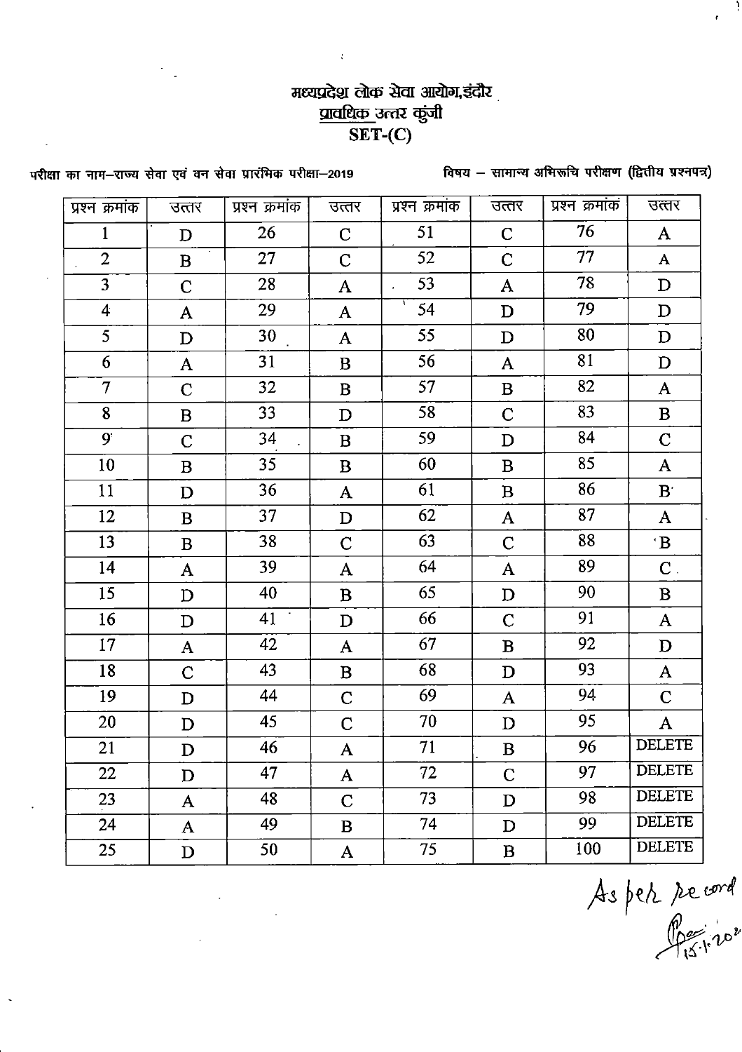# मध्यप्रदेश लोक सेवा आयोग,इंदौर
## प्रावधिक उत्तर कुंजी
## SET-(C)

परीक्षा का नाम–राज्य सेवा एवं वन सेवा प्रारंभिक परीक्षा–2019

विषय – सामान्य अभिरूचि परीक्षण (द्वितीय प्रश्नपत्र)

| प्रश्न क्रमांक | उत्तर | प्रश्न क्रमांक | उत्तर | प्रश्न क्रमांक | उत्तर | प्रश्न क्रमांक | उत्तर |
|---|---|---|---|---|---|---|---|
| 1 | D | 26 | C | 51 | C | 76 | A |
| 2 | B | 27 | C | 52 | C | 77 | A |
| 3 | C | 28 | A | 53 | A | 78 | D |
| 4 | A | 29 | A | 54 | D | 79 | D |
| 5 | D | 30 | A | 55 | D | 80 | D |
| 6 | A | 31 | B | 56 | A | 81 | D |
| 7 | C | 32 | B | 57 | B | 82 | A |
| 8 | B | 33 | D | 58 | C | 83 | B |
| 9 | C | 34 | B | 59 | D | 84 | C |
| 10 | B | 35 | B | 60 | B | 85 | A |
| 11 | D | 36 | A | 61 | B | 86 | B |
| 12 | B | 37 | D | 62 | A | 87 | A |
| 13 | B | 38 | C | 63 | C | 88 | B |
| 14 | A | 39 | A | 64 | A | 89 | C |
| 15 | D | 40 | B | 65 | D | 90 | B |
| 16 | D | 41 | D | 66 | C | 91 | A |
| 17 | A | 42 | A | 67 | B | 92 | D |
| 18 | C | 43 | B | 68 | D | 93 | A |
| 19 | D | 44 | C | 69 | A | 94 | C |
| 20 | D | 45 | C | 70 | D | 95 | A |
| 21 | D | 46 | A | 71 | B | 96 | DELETE |
| 22 | D | 47 | A | 72 | C | 97 | DELETE |
| 23 | A | 48 | C | 73 | D | 98 | DELETE |
| 24 | A | 49 | B | 74 | D | 99 | DELETE |
| 25 | D | 50 | A | 75 | B | 100 | DELETE |

As per record

15.1.202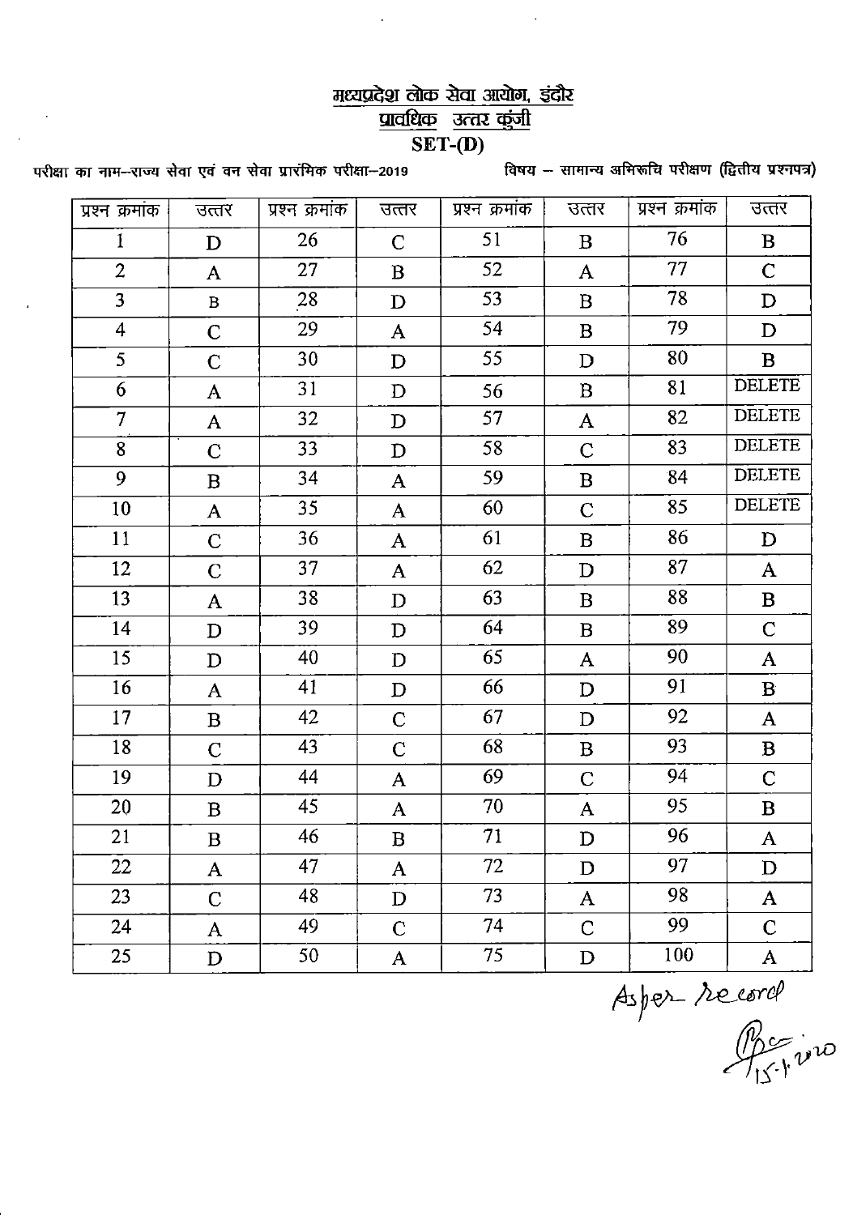# मध्यप्रदेश लोक सेवा आयोग, इंदौर

## प्रावधिक उत्तर कुंजी

## SET-(D)

परीक्षा का नाम–राज्य सेवा एवं वन सेवा प्रारंभिक परीक्षा–2019

विषय – सामान्य अभिरूचि परीक्षण (द्वितीय प्रश्नपत्र)

| प्रश्न क्रमांक | उत्तर | प्रश्न क्रमांक | उत्तर | प्रश्न क्रमांक | उत्तर | प्रश्न क्रमांक | उत्तर |
|---|---|---|---|---|---|---|---|
| 1 | D | 26 | C | 51 | B | 76 | B |
| 2 | A | 27 | B | 52 | A | 77 | C |
| 3 | B | 28 | D | 53 | B | 78 | D |
| 4 | C | 29 | A | 54 | B | 79 | D |
| 5 | C | 30 | D | 55 | D | 80 | B |
| 6 | A | 31 | D | 56 | B | 81 | DELETE |
| 7 | A | 32 | D | 57 | A | 82 | DELETE |
| 8 | C | 33 | D | 58 | C | 83 | DELETE |
| 9 | B | 34 | A | 59 | B | 84 | DELETE |
| 10 | A | 35 | A | 60 | C | 85 | DELETE |
| 11 | C | 36 | A | 61 | B | 86 | D |
| 12 | C | 37 | A | 62 | D | 87 | A |
| 13 | A | 38 | D | 63 | B | 88 | B |
| 14 | D | 39 | D | 64 | B | 89 | C |
| 15 | D | 40 | D | 65 | A | 90 | A |
| 16 | A | 41 | D | 66 | D | 91 | B |
| 17 | B | 42 | C | 67 | D | 92 | A |
| 18 | C | 43 | C | 68 | B | 93 | B |
| 19 | D | 44 | A | 69 | C | 94 | C |
| 20 | B | 45 | A | 70 | A | 95 | B |
| 21 | B | 46 | B | 71 | D | 96 | A |
| 22 | A | 47 | A | 72 | D | 97 | D |
| 23 | C | 48 | D | 73 | A | 98 | A |
| 24 | A | 49 | C | 74 | C | 99 | C |
| 25 | D | 50 | A | 75 | D | 100 | A |

As per record

15.1.2020